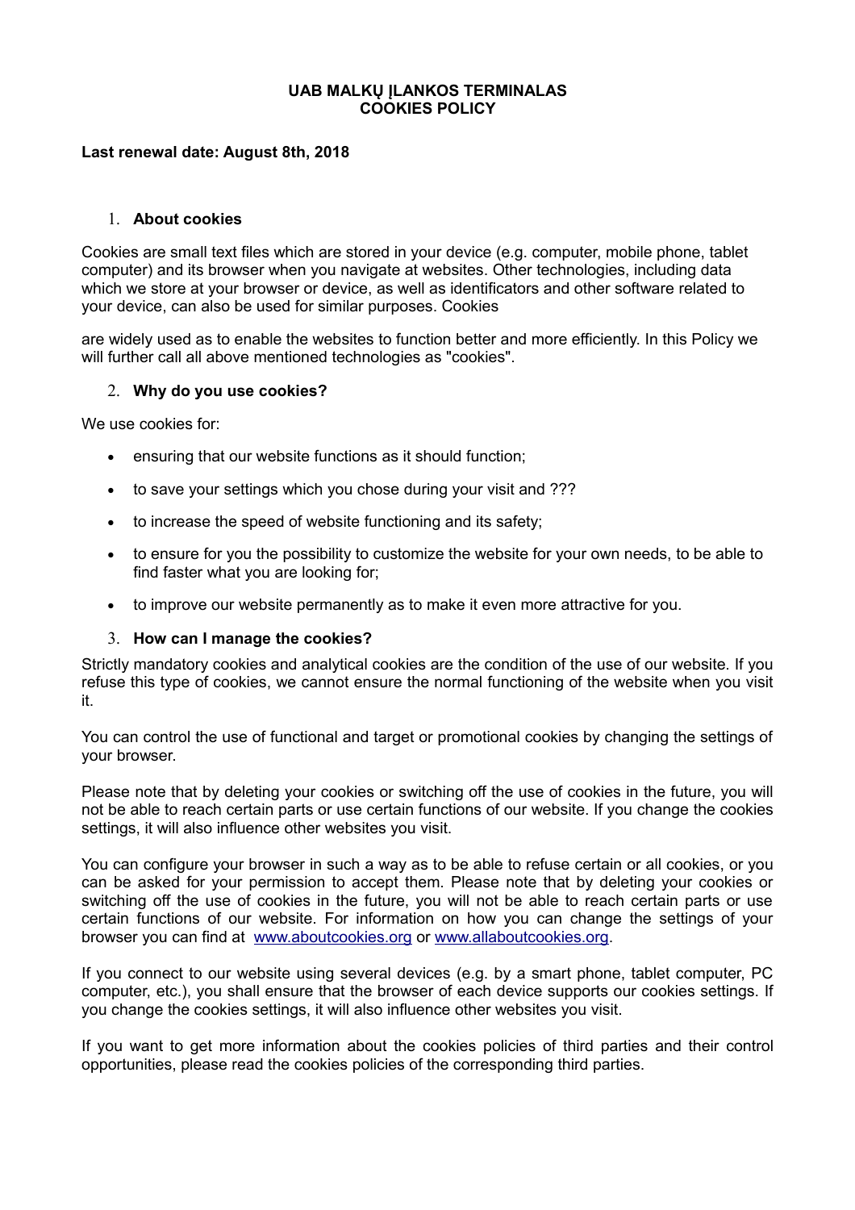**UAB MALKŲ ĮLANKOS TERMINALAS**
**COOKIES POLICY**

**Last renewal date: August 8th, 2018**

1. **About cookies**

Cookies are small text files which are stored in your device (e.g. computer, mobile phone, tablet computer) and its browser when you navigate at websites. Other technologies, including data which we store at your browser or device, as well as identificators and other software related to your device, can also be used for similar purposes. Cookies

are widely used as to enable the websites to function better and more efficiently. In this Policy we will further call all above mentioned technologies as "cookies".

2. **Why do you use cookies?**

We use cookies for:

- ensuring that our website functions as it should function;
- to save your settings which you chose during your visit and ???
- to increase the speed of website functioning and its safety;
- to ensure for you the possibility to customize the website for your own needs, to be able to find faster what you are looking for;
- to improve our website permanently as to make it even more attractive for you.

3. **How can I manage the cookies?**

Strictly mandatory cookies and analytical cookies are the condition of the use of our website. If you refuse this type of cookies, we cannot ensure the normal functioning of the website when you visit it.

You can control the use of functional and target or promotional cookies by changing the settings of your browser.

Please note that by deleting your cookies or switching off the use of cookies in the future, you will not be able to reach certain parts or use certain functions of our website. If you change the cookies settings, it will also influence other websites you visit.

You can configure your browser in such a way as to be able to refuse certain or all cookies, or you can be asked for your permission to accept them. Please note that by deleting your cookies or switching off the use of cookies in the future, you will not be able to reach certain parts or use certain functions of our website. For information on how you can change the settings of your browser you can find at [www.aboutcookies.org](http://www.aboutcookies.org) or [www.allaboutcookies.org](http://www.allaboutcookies.org).

If you connect to our website using several devices (e.g. by a smart phone, tablet computer, PC computer, etc.), you shall ensure that the browser of each device supports our cookies settings. If you change the cookies settings, it will also influence other websites you visit.

If you want to get more information about the cookies policies of third parties and their control opportunities, please read the cookies policies of the corresponding third parties.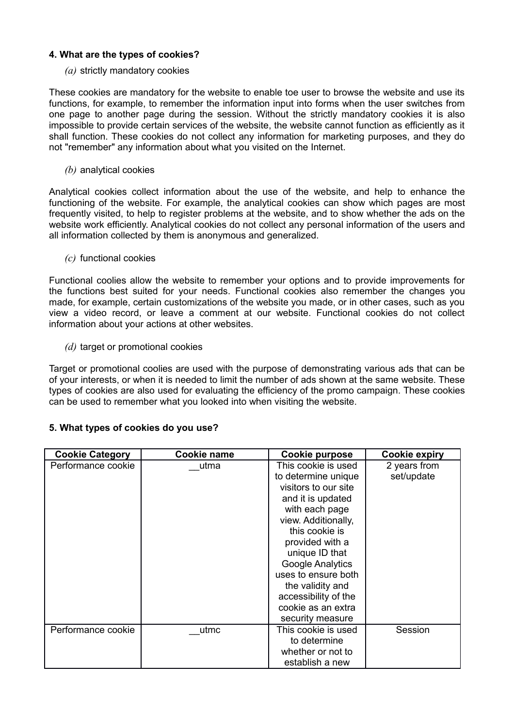**4. What are the types of cookies?**

*(a)* strictly mandatory cookies

These cookies are mandatory for the website to enable toe user to browse the website and use its functions, for example, to remember the information input into forms when the user switches from one page to another page during the session. Without the strictly mandatory cookies it is also impossible to provide certain services of the website, the website cannot function as efficiently as it shall function. These cookies do not collect any information for marketing purposes, and they do not "remember" any information about what you visited on the Internet.

*(b)* analytical cookies

Analytical cookies collect information about the use of the website, and help to enhance the functioning of the website. For example, the analytical cookies can show which pages are most frequently visited, to help to register problems at the website, and to show whether the ads on the website work efficiently. Analytical cookies do not collect any personal information of the users and all information collected by them is anonymous and generalized.

*(c)* functional cookies

Functional coolies allow the website to remember your options and to provide improvements for the functions best suited for your needs. Functional cookies also remember the changes you made, for example, certain customizations of the website you made, or in other cases, such as you view a video record, or leave a comment at our website. Functional cookies do not collect information about your actions at other websites.

*(d)* target or promotional cookies

Target or promotional coolies are used with the purpose of demonstrating various ads that can be of your interests, or when it is needed to limit the number of ads shown at the same website. These types of cookies are also used for evaluating the efficiency of the promo campaign. These cookies can be used to remember what you looked into when visiting the website.

**5. What types of cookies do you use?**

| Cookie Category | Cookie name | Cookie purpose | Cookie expiry |
|---|---|---|---|
| Performance cookie | __utma | This cookie is used to determine unique visitors to our site and it is updated with each page view. Additionally, this cookie is provided with a unique ID that Google Analytics uses to ensure both the validity and accessibility of the cookie as an extra security measure | 2 years from set/update |
| Performance cookie | __utmc | This cookie is used to determine whether or not to establish a new | Session |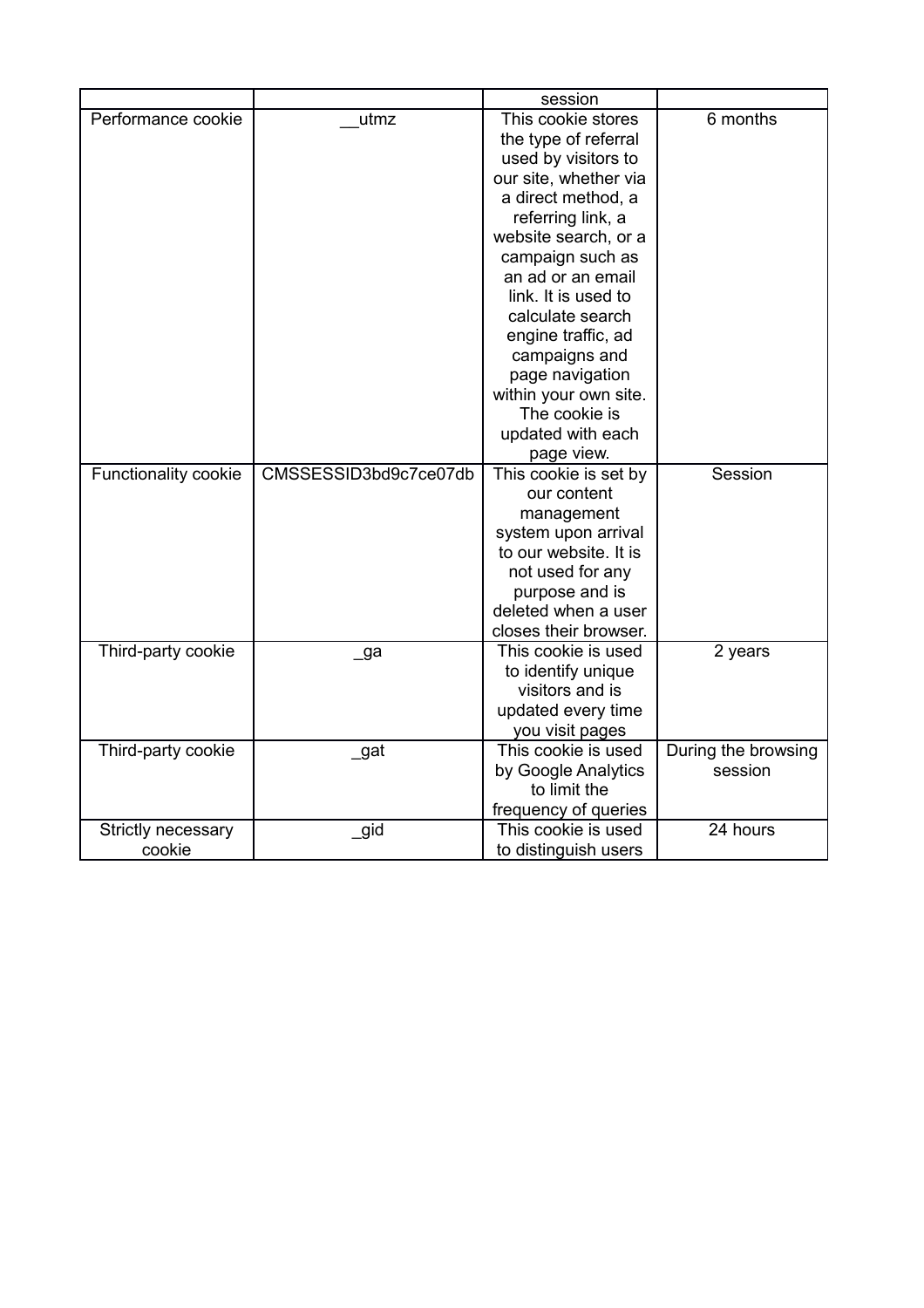| | | | |
|---|---|---|---|
| | | session | |
| Performance cookie | __utmz | This cookie stores the type of referral used by visitors to our site, whether via a direct method, a referring link, a website search, or a campaign such as an ad or an email link. It is used to calculate search engine traffic, ad campaigns and page navigation within your own site. The cookie is updated with each page view. | 6 months |
| Functionality cookie | CMSSESSID3bd9c7ce07db | This cookie is set by our content management system upon arrival to our website. It is not used for any purpose and is deleted when a user closes their browser. | Session |
| Third-party cookie | _ga | This cookie is used to identify unique visitors and is updated every time you visit pages | 2 years |
| Third-party cookie | _gat | This cookie is used by Google Analytics to limit the frequency of queries | During the browsing session |
| Strictly necessary cookie | _gid | This cookie is used to distinguish users | 24 hours |